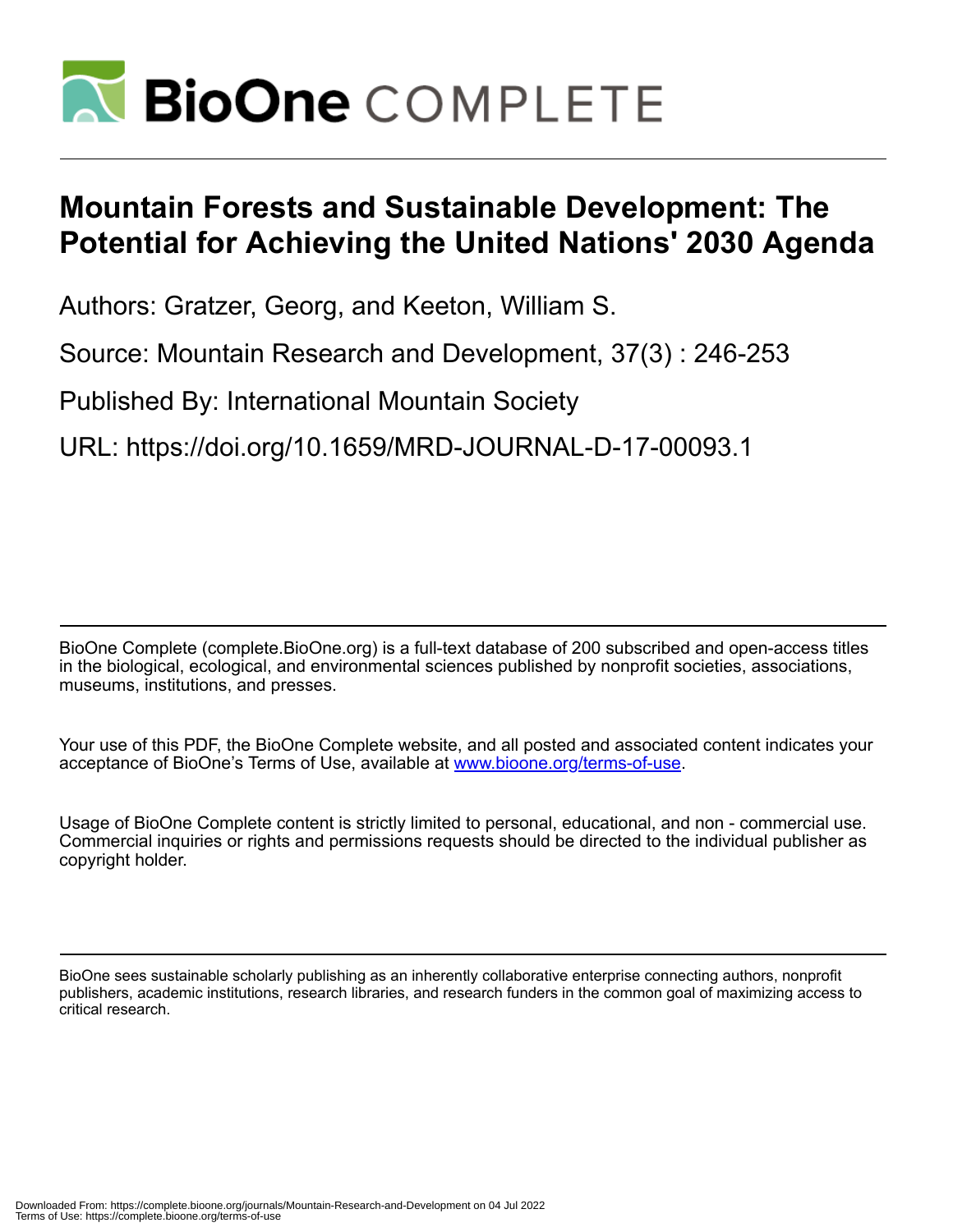# BioOne COMPLETE

# Mountain Forests and Sustainable Development: The Potential for Achieving the United Nations' 2030 Agenda

Authors: Gratzer, Georg, and Keeton, William S.

Source: Mountain Research and Development, 37(3) : 246-253

Published By: International Mountain Society

URL: https://doi.org/10.1659/MRD-JOURNAL-D-17-00093.1

---

BioOne Complete (complete.BioOne.org) is a full-text database of 200 subscribed and open-access titles in the biological, ecological, and environmental sciences published by nonprofit societies, associations, museums, institutions, and presses.

Your use of this PDF, the BioOne Complete website, and all posted and associated content indicates your acceptance of BioOne's Terms of Use, available at www.bioone.org/terms-of-use.

Usage of BioOne Complete content is strictly limited to personal, educational, and non - commercial use. Commercial inquiries or rights and permissions requests should be directed to the individual publisher as copyright holder.

---

BioOne sees sustainable scholarly publishing as an inherently collaborative enterprise connecting authors, nonprofit publishers, academic institutions, research libraries, and research funders in the common goal of maximizing access to critical research.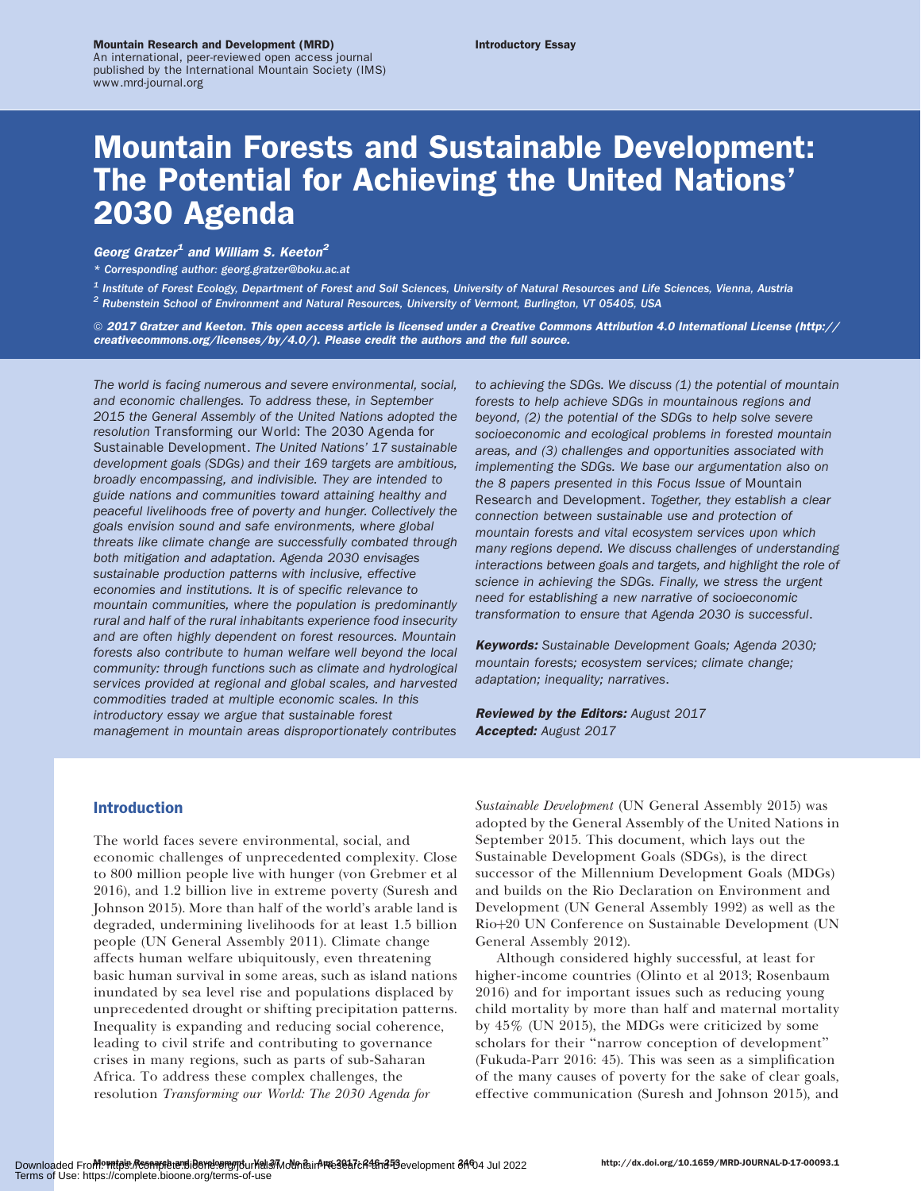# Mountain Forests and Sustainable Development: The Potential for Achieving the United Nations' 2030 Agenda

***Georg Gratzer[1] and William S. Keeton[2]***

*\* Corresponding author: georg.gratzer@boku.ac.at*

*[1] Institute of Forest Ecology, Department of Forest and Soil Sciences, University of Natural Resources and Life Sciences, Vienna, Austria*
*[2] Rubenstein School of Environment and Natural Resources, University of Vermont, Burlington, VT 05405, USA*

*© 2017 Gratzer and Keeton. This open access article is licensed under a Creative Commons Attribution 4.0 International License (http://creativecommons.org/licenses/by/4.0/). Please credit the authors and the full source.*

*The world is facing numerous and severe environmental, social, and economic challenges. To address these, in September 2015 the General Assembly of the United Nations adopted the resolution* Transforming our World: The 2030 Agenda for Sustainable Development. *The United Nations' 17 sustainable development goals (SDGs) and their 169 targets are ambitious, broadly encompassing, and indivisible. They are intended to guide nations and communities toward attaining healthy and peaceful livelihoods free of poverty and hunger. Collectively the goals envision sound and safe environments, where global threats like climate change are successfully combated through both mitigation and adaptation. Agenda 2030 envisages sustainable production patterns with inclusive, effective economies and institutions. It is of specific relevance to mountain communities, where the population is predominantly rural and half of the rural inhabitants experience food insecurity and are often highly dependent on forest resources. Mountain forests also contribute to human welfare well beyond the local community: through functions such as climate and hydrological services provided at regional and global scales, and harvested commodities traded at multiple economic scales. In this introductory essay we argue that sustainable forest management in mountain areas disproportionately contributes to achieving the SDGs. We discuss (1) the potential of mountain forests to help achieve SDGs in mountainous regions and beyond, (2) the potential of the SDGs to help solve severe socioeconomic and ecological problems in forested mountain areas, and (3) challenges and opportunities associated with implementing the SDGs. We base our argumentation also on the 8 papers presented in this Focus Issue of* Mountain Research and Development. *Together, they establish a clear connection between sustainable use and protection of mountain forests and vital ecosystem services upon which many regions depend. We discuss challenges of understanding interactions between goals and targets, and highlight the role of science in achieving the SDGs. Finally, we stress the urgent need for establishing a new narrative of socioeconomic transformation to ensure that Agenda 2030 is successful.*

***Keywords:*** *Sustainable Development Goals; Agenda 2030; mountain forests; ecosystem services; climate change; adaptation; inequality; narratives.*

***Reviewed by the Editors:*** *August 2017*
***Accepted:*** *August 2017*

## Introduction

The world faces severe environmental, social, and economic challenges of unprecedented complexity. Close to 800 million people live with hunger (von Grebmer et al 2016), and 1.2 billion live in extreme poverty (Suresh and Johnson 2015). More than half of the world's arable land is degraded, undermining livelihoods for at least 1.5 billion people (UN General Assembly 2011). Climate change affects human welfare ubiquitously, even threatening basic human survival in some areas, such as island nations inundated by sea level rise and populations displaced by unprecedented drought or shifting precipitation patterns. Inequality is expanding and reducing social coherence, leading to civil strife and contributing to governance crises in many regions, such as parts of sub-Saharan Africa. To address these complex challenges, the resolution *Transforming our World: The 2030 Agenda for Sustainable Development* (UN General Assembly 2015) was adopted by the General Assembly of the United Nations in September 2015. This document, which lays out the Sustainable Development Goals (SDGs), is the direct successor of the Millennium Development Goals (MDGs) and builds on the Rio Declaration on Environment and Development (UN General Assembly 1992) as well as the Rio+20 UN Conference on Sustainable Development (UN General Assembly 2012).

Although considered highly successful, at least for higher-income countries (Olinto et al 2013; Rosenbaum 2016) and for important issues such as reducing young child mortality by more than half and maternal mortality by 45% (UN 2015), the MDGs were criticized by some scholars for their "narrow conception of development" (Fukuda-Parr 2016: 45). This was seen as a simplification of the many causes of poverty for the sake of clear goals, effective communication (Suresh and Johnson 2015), and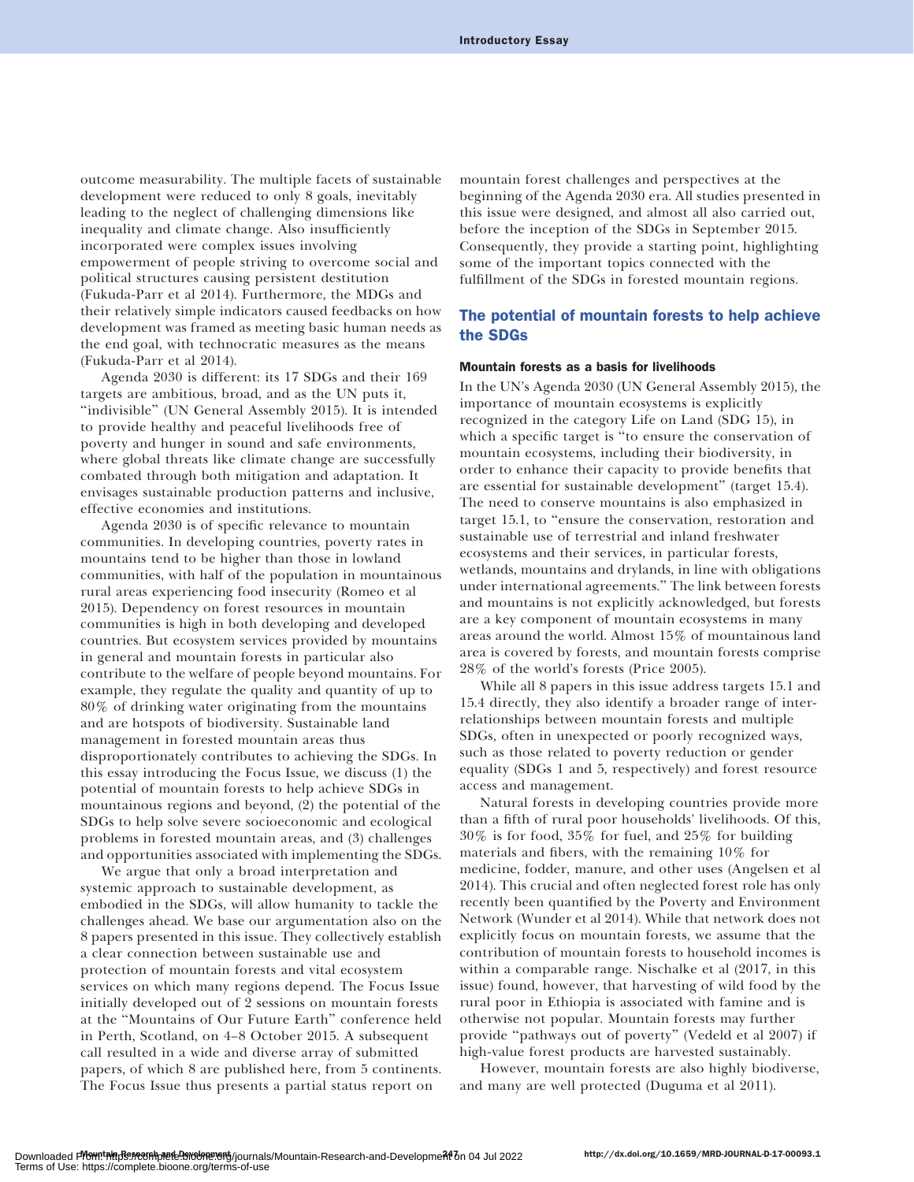outcome measurability. The multiple facets of sustainable development were reduced to only 8 goals, inevitably leading to the neglect of challenging dimensions like inequality and climate change. Also insufficiently incorporated were complex issues involving empowerment of people striving to overcome social and political structures causing persistent destitution (Fukuda-Parr et al 2014). Furthermore, the MDGs and their relatively simple indicators caused feedbacks on how development was framed as meeting basic human needs as the end goal, with technocratic measures as the means (Fukuda-Parr et al 2014).

Agenda 2030 is different: its 17 SDGs and their 169 targets are ambitious, broad, and as the UN puts it, "indivisible" (UN General Assembly 2015). It is intended to provide healthy and peaceful livelihoods free of poverty and hunger in sound and safe environments, where global threats like climate change are successfully combated through both mitigation and adaptation. It envisages sustainable production patterns and inclusive, effective economies and institutions.

Agenda 2030 is of specific relevance to mountain communities. In developing countries, poverty rates in mountains tend to be higher than those in lowland communities, with half of the population in mountainous rural areas experiencing food insecurity (Romeo et al 2015). Dependency on forest resources in mountain communities is high in both developing and developed countries. But ecosystem services provided by mountains in general and mountain forests in particular also contribute to the welfare of people beyond mountains. For example, they regulate the quality and quantity of up to 80% of drinking water originating from the mountains and are hotspots of biodiversity. Sustainable land management in forested mountain areas thus disproportionately contributes to achieving the SDGs. In this essay introducing the Focus Issue, we discuss (1) the potential of mountain forests to help achieve SDGs in mountainous regions and beyond, (2) the potential of the SDGs to help solve severe socioeconomic and ecological problems in forested mountain areas, and (3) challenges and opportunities associated with implementing the SDGs.

We argue that only a broad interpretation and systemic approach to sustainable development, as embodied in the SDGs, will allow humanity to tackle the challenges ahead. We base our argumentation also on the 8 papers presented in this issue. They collectively establish a clear connection between sustainable use and protection of mountain forests and vital ecosystem services on which many regions depend. The Focus Issue initially developed out of 2 sessions on mountain forests at the "Mountains of Our Future Earth" conference held in Perth, Scotland, on 4–8 October 2015. A subsequent call resulted in a wide and diverse array of submitted papers, of which 8 are published here, from 5 continents. The Focus Issue thus presents a partial status report on mountain forest challenges and perspectives at the beginning of the Agenda 2030 era. All studies presented in this issue were designed, and almost all also carried out, before the inception of the SDGs in September 2015. Consequently, they provide a starting point, highlighting some of the important topics connected with the fulfillment of the SDGs in forested mountain regions.

## The potential of mountain forests to help achieve the SDGs

### Mountain forests as a basis for livelihoods

In the UN's Agenda 2030 (UN General Assembly 2015), the importance of mountain ecosystems is explicitly recognized in the category Life on Land (SDG 15), in which a specific target is "to ensure the conservation of mountain ecosystems, including their biodiversity, in order to enhance their capacity to provide benefits that are essential for sustainable development" (target 15.4). The need to conserve mountains is also emphasized in target 15.1, to "ensure the conservation, restoration and sustainable use of terrestrial and inland freshwater ecosystems and their services, in particular forests, wetlands, mountains and drylands, in line with obligations under international agreements." The link between forests and mountains is not explicitly acknowledged, but forests are a key component of mountain ecosystems in many areas around the world. Almost 15% of mountainous land area is covered by forests, and mountain forests comprise 28% of the world's forests (Price 2005).

While all 8 papers in this issue address targets 15.1 and 15.4 directly, they also identify a broader range of interrelationships between mountain forests and multiple SDGs, often in unexpected or poorly recognized ways, such as those related to poverty reduction or gender equality (SDGs 1 and 5, respectively) and forest resource access and management.

Natural forests in developing countries provide more than a fifth of rural poor households' livelihoods. Of this, 30% is for food, 35% for fuel, and 25% for building materials and fibers, with the remaining 10% for medicine, fodder, manure, and other uses (Angelsen et al 2014). This crucial and often neglected forest role has only recently been quantified by the Poverty and Environment Network (Wunder et al 2014). While that network does not explicitly focus on mountain forests, we assume that the contribution of mountain forests to household incomes is within a comparable range. Nischalke et al (2017, in this issue) found, however, that harvesting of wild food by the rural poor in Ethiopia is associated with famine and is otherwise not popular. Mountain forests may further provide "pathways out of poverty" (Vedeld et al 2007) if high-value forest products are harvested sustainably.

However, mountain forests are also highly biodiverse, and many are well protected (Duguma et al 2011).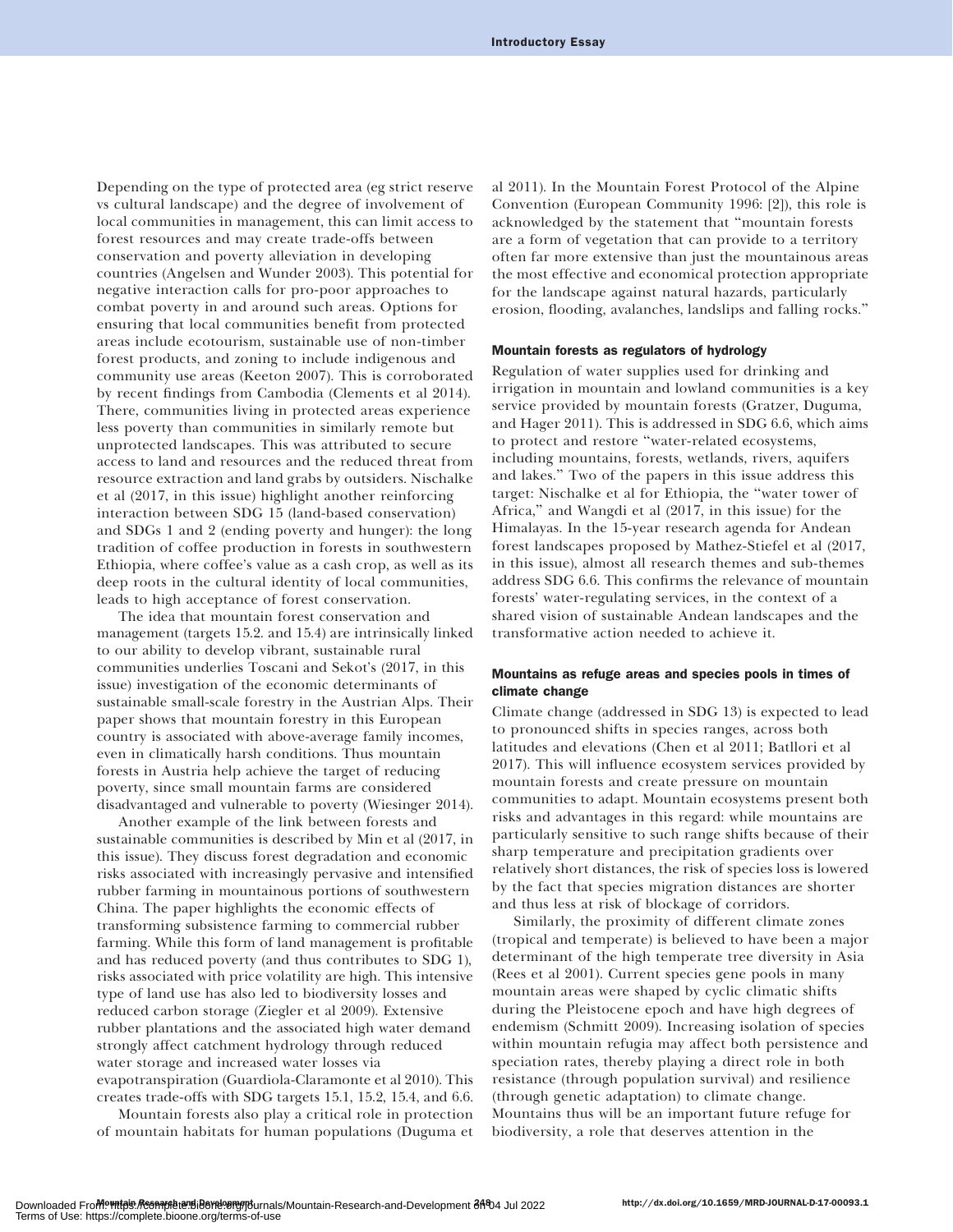Depending on the type of protected area (eg strict reserve vs cultural landscape) and the degree of involvement of local communities in management, this can limit access to forest resources and may create trade-offs between conservation and poverty alleviation in developing countries (Angelsen and Wunder 2003). This potential for negative interaction calls for pro-poor approaches to combat poverty in and around such areas. Options for ensuring that local communities benefit from protected areas include ecotourism, sustainable use of non-timber forest products, and zoning to include indigenous and community use areas (Keeton 2007). This is corroborated by recent findings from Cambodia (Clements et al 2014). There, communities living in protected areas experience less poverty than communities in similarly remote but unprotected landscapes. This was attributed to secure access to land and resources and the reduced threat from resource extraction and land grabs by outsiders. Nischalke et al (2017, in this issue) highlight another reinforcing interaction between SDG 15 (land-based conservation) and SDGs 1 and 2 (ending poverty and hunger): the long tradition of coffee production in forests in southwestern Ethiopia, where coffee's value as a cash crop, as well as its deep roots in the cultural identity of local communities, leads to high acceptance of forest conservation.

The idea that mountain forest conservation and management (targets 15.2. and 15.4) are intrinsically linked to our ability to develop vibrant, sustainable rural communities underlies Toscani and Sekot's (2017, in this issue) investigation of the economic determinants of sustainable small-scale forestry in the Austrian Alps. Their paper shows that mountain forestry in this European country is associated with above-average family incomes, even in climatically harsh conditions. Thus mountain forests in Austria help achieve the target of reducing poverty, since small mountain farms are considered disadvantaged and vulnerable to poverty (Wiesinger 2014).

Another example of the link between forests and sustainable communities is described by Min et al (2017, in this issue). They discuss forest degradation and economic risks associated with increasingly pervasive and intensified rubber farming in mountainous portions of southwestern China. The paper highlights the economic effects of transforming subsistence farming to commercial rubber farming. While this form of land management is profitable and has reduced poverty (and thus contributes to SDG 1), risks associated with price volatility are high. This intensive type of land use has also led to biodiversity losses and reduced carbon storage (Ziegler et al 2009). Extensive rubber plantations and the associated high water demand strongly affect catchment hydrology through reduced water storage and increased water losses via evapotranspiration (Guardiola-Claramonte et al 2010). This creates trade-offs with SDG targets 15.1, 15.2, 15.4, and 6.6.

Mountain forests also play a critical role in protection of mountain habitats for human populations (Duguma et al 2011). In the Mountain Forest Protocol of the Alpine Convention (European Community 1996: [2]), this role is acknowledged by the statement that "mountain forests are a form of vegetation that can provide to a territory often far more extensive than just the mountainous areas the most effective and economical protection appropriate for the landscape against natural hazards, particularly erosion, flooding, avalanches, landslips and falling rocks."

#### Mountain forests as regulators of hydrology

Regulation of water supplies used for drinking and irrigation in mountain and lowland communities is a key service provided by mountain forests (Gratzer, Duguma, and Hager 2011). This is addressed in SDG 6.6, which aims to protect and restore "water-related ecosystems, including mountains, forests, wetlands, rivers, aquifers and lakes." Two of the papers in this issue address this target: Nischalke et al for Ethiopia, the "water tower of Africa," and Wangdi et al (2017, in this issue) for the Himalayas. In the 15-year research agenda for Andean forest landscapes proposed by Mathez-Stiefel et al (2017, in this issue), almost all research themes and sub-themes address SDG 6.6. This confirms the relevance of mountain forests' water-regulating services, in the context of a shared vision of sustainable Andean landscapes and the transformative action needed to achieve it.

#### Mountains as refuge areas and species pools in times of climate change

Climate change (addressed in SDG 13) is expected to lead to pronounced shifts in species ranges, across both latitudes and elevations (Chen et al 2011; Batllori et al 2017). This will influence ecosystem services provided by mountain forests and create pressure on mountain communities to adapt. Mountain ecosystems present both risks and advantages in this regard: while mountains are particularly sensitive to such range shifts because of their sharp temperature and precipitation gradients over relatively short distances, the risk of species loss is lowered by the fact that species migration distances are shorter and thus less at risk of blockage of corridors.

Similarly, the proximity of different climate zones (tropical and temperate) is believed to have been a major determinant of the high temperate tree diversity in Asia (Rees et al 2001). Current species gene pools in many mountain areas were shaped by cyclic climatic shifts during the Pleistocene epoch and have high degrees of endemism (Schmitt 2009). Increasing isolation of species within mountain refugia may affect both persistence and speciation rates, thereby playing a direct role in both resistance (through population survival) and resilience (through genetic adaptation) to climate change. Mountains thus will be an important future refuge for biodiversity, a role that deserves attention in the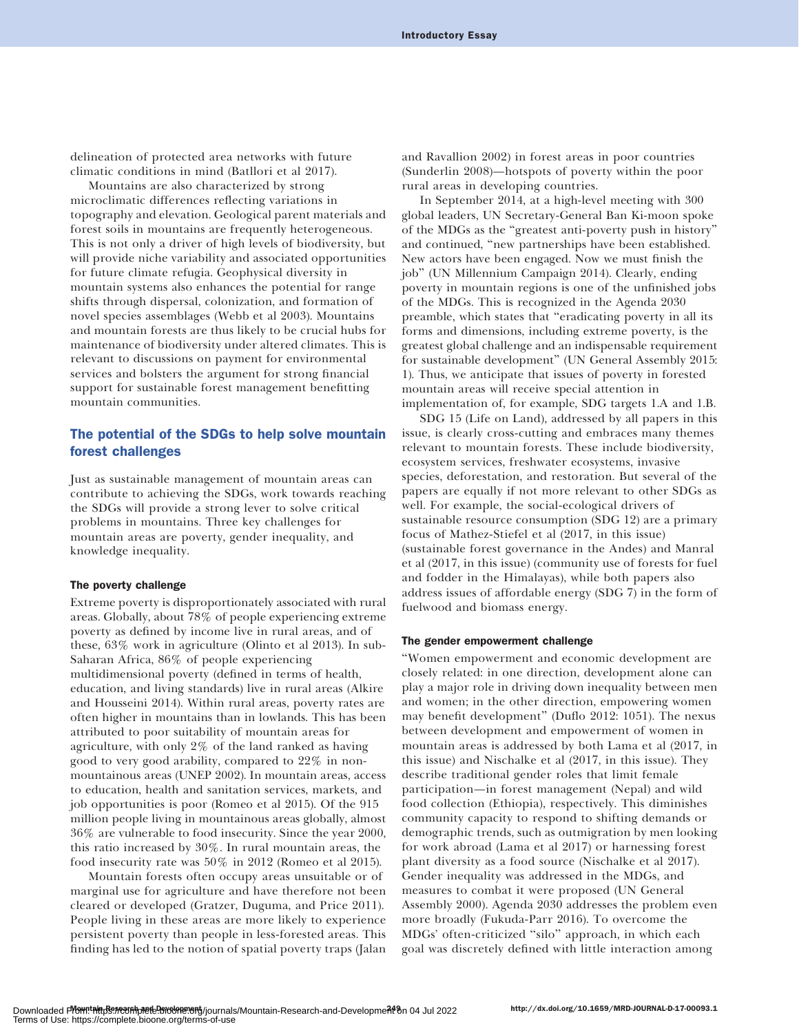delineation of protected area networks with future climatic conditions in mind (Batllori et al 2017).

Mountains are also characterized by strong microclimatic differences reflecting variations in topography and elevation. Geological parent materials and forest soils in mountains are frequently heterogeneous. This is not only a driver of high levels of biodiversity, but will provide niche variability and associated opportunities for future climate refugia. Geophysical diversity in mountain systems also enhances the potential for range shifts through dispersal, colonization, and formation of novel species assemblages (Webb et al 2003). Mountains and mountain forests are thus likely to be crucial hubs for maintenance of biodiversity under altered climates. This is relevant to discussions on payment for environmental services and bolsters the argument for strong financial support for sustainable forest management benefitting mountain communities.

## The potential of the SDGs to help solve mountain forest challenges

Just as sustainable management of mountain areas can contribute to achieving the SDGs, work towards reaching the SDGs will provide a strong lever to solve critical problems in mountains. Three key challenges for mountain areas are poverty, gender inequality, and knowledge inequality.

### The poverty challenge

Extreme poverty is disproportionately associated with rural areas. Globally, about 78% of people experiencing extreme poverty as defined by income live in rural areas, and of these, 63% work in agriculture (Olinto et al 2013). In sub-Saharan Africa, 86% of people experiencing multidimensional poverty (defined in terms of health, education, and living standards) live in rural areas (Alkire and Housseini 2014). Within rural areas, poverty rates are often higher in mountains than in lowlands. This has been attributed to poor suitability of mountain areas for agriculture, with only 2% of the land ranked as having good to very good arability, compared to 22% in non-mountainous areas (UNEP 2002). In mountain areas, access to education, health and sanitation services, markets, and job opportunities is poor (Romeo et al 2015). Of the 915 million people living in mountainous areas globally, almost 36% are vulnerable to food insecurity. Since the year 2000, this ratio increased by 30%. In rural mountain areas, the food insecurity rate was 50% in 2012 (Romeo et al 2015).

Mountain forests often occupy areas unsuitable or of marginal use for agriculture and have therefore not been cleared or developed (Gratzer, Duguma, and Price 2011). People living in these areas are more likely to experience persistent poverty than people in less-forested areas. This finding has led to the notion of spatial poverty traps (Jalan and Ravallion 2002) in forest areas in poor countries (Sunderlin 2008)—hotspots of poverty within the poor rural areas in developing countries.

In September 2014, at a high-level meeting with 300 global leaders, UN Secretary-General Ban Ki-moon spoke of the MDGs as the "greatest anti-poverty push in history" and continued, "new partnerships have been established. New actors have been engaged. Now we must finish the job" (UN Millennium Campaign 2014). Clearly, ending poverty in mountain regions is one of the unfinished jobs of the MDGs. This is recognized in the Agenda 2030 preamble, which states that "eradicating poverty in all its forms and dimensions, including extreme poverty, is the greatest global challenge and an indispensable requirement for sustainable development" (UN General Assembly 2015: 1). Thus, we anticipate that issues of poverty in forested mountain areas will receive special attention in implementation of, for example, SDG targets 1.A and 1.B.

SDG 15 (Life on Land), addressed by all papers in this issue, is clearly cross-cutting and embraces many themes relevant to mountain forests. These include biodiversity, ecosystem services, freshwater ecosystems, invasive species, deforestation, and restoration. But several of the papers are equally if not more relevant to other SDGs as well. For example, the social-ecological drivers of sustainable resource consumption (SDG 12) are a primary focus of Mathez-Stiefel et al (2017, in this issue) (sustainable forest governance in the Andes) and Manral et al (2017, in this issue) (community use of forests for fuel and fodder in the Himalayas), while both papers also address issues of affordable energy (SDG 7) in the form of fuelwood and biomass energy.

### The gender empowerment challenge

"Women empowerment and economic development are closely related: in one direction, development alone can play a major role in driving down inequality between men and women; in the other direction, empowering women may benefit development" (Duflo 2012: 1051). The nexus between development and empowerment of women in mountain areas is addressed by both Lama et al (2017, in this issue) and Nischalke et al (2017, in this issue). They describe traditional gender roles that limit female participation—in forest management (Nepal) and wild food collection (Ethiopia), respectively. This diminishes community capacity to respond to shifting demands or demographic trends, such as outmigration by men looking for work abroad (Lama et al 2017) or harnessing forest plant diversity as a food source (Nischalke et al 2017). Gender inequality was addressed in the MDGs, and measures to combat it were proposed (UN General Assembly 2000). Agenda 2030 addresses the problem even more broadly (Fukuda-Parr 2016). To overcome the MDGs' often-criticized "silo" approach, in which each goal was discretely defined with little interaction among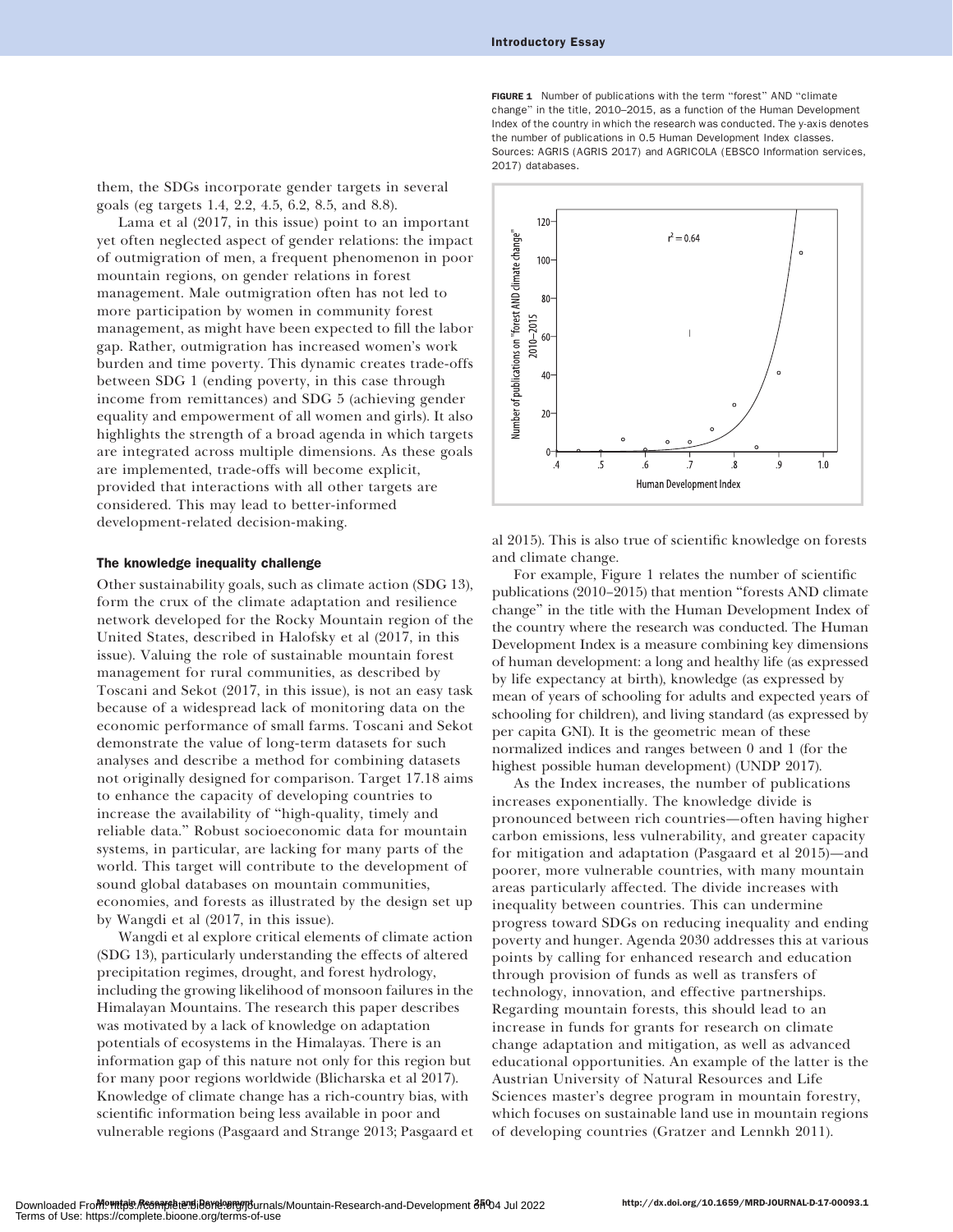them, the SDGs incorporate gender targets in several goals (eg targets 1.4, 2.2, 4.5, 6.2, 8.5, and 8.8).

Lama et al (2017, in this issue) point to an important yet often neglected aspect of gender relations: the impact of outmigration of men, a frequent phenomenon in poor mountain regions, on gender relations in forest management. Male outmigration often has not led to more participation by women in community forest management, as might have been expected to fill the labor gap. Rather, outmigration has increased women's work burden and time poverty. This dynamic creates trade-offs between SDG 1 (ending poverty, in this case through income from remittances) and SDG 5 (achieving gender equality and empowerment of all women and girls). It also highlights the strength of a broad agenda in which targets are integrated across multiple dimensions. As these goals are implemented, trade-offs will become explicit, provided that interactions with all other targets are considered. This may lead to better-informed development-related decision-making.

### The knowledge inequality challenge

Other sustainability goals, such as climate action (SDG 13), form the crux of the climate adaptation and resilience network developed for the Rocky Mountain region of the United States, described in Halofsky et al (2017, in this issue). Valuing the role of sustainable mountain forest management for rural communities, as described by Toscani and Sekot (2017, in this issue), is not an easy task because of a widespread lack of monitoring data on the economic performance of small farms. Toscani and Sekot demonstrate the value of long-term datasets for such analyses and describe a method for combining datasets not originally designed for comparison. Target 17.18 aims to enhance the capacity of developing countries to increase the availability of "high-quality, timely and reliable data." Robust socioeconomic data for mountain systems, in particular, are lacking for many parts of the world. This target will contribute to the development of sound global databases on mountain communities, economies, and forests as illustrated by the design set up by Wangdi et al (2017, in this issue).

Wangdi et al explore critical elements of climate action (SDG 13), particularly understanding the effects of altered precipitation regimes, drought, and forest hydrology, including the growing likelihood of monsoon failures in the Himalayan Mountains. The research this paper describes was motivated by a lack of knowledge on adaptation potentials of ecosystems in the Himalayas. There is an information gap of this nature not only for this region but for many poor regions worldwide (Blicharska et al 2017). Knowledge of climate change has a rich-country bias, with scientific information being less available in poor and vulnerable regions (Pasgaard and Strange 2013; Pasgaard et al 2015). This is also true of scientific knowledge on forests and climate change.

**FIGURE 1** Number of publications with the term "forest" AND "climate change" in the title, 2010–2015, as a function of the Human Development Index of the country in which the research was conducted. The y-axis denotes the number of publications in 0.5 Human Development Index classes. Sources: AGRIS (AGRIS 2017) and AGRICOLA (EBSCO Information services, 2017) databases.

For example, Figure 1 relates the number of scientific publications (2010–2015) that mention "forests AND climate change" in the title with the Human Development Index of the country where the research was conducted. The Human Development Index is a measure combining key dimensions of human development: a long and healthy life (as expressed by life expectancy at birth), knowledge (as expressed by mean of years of schooling for adults and expected years of schooling for children), and living standard (as expressed by per capita GNI). It is the geometric mean of these normalized indices and ranges between 0 and 1 (for the highest possible human development) (UNDP 2017).

As the Index increases, the number of publications increases exponentially. The knowledge divide is pronounced between rich countries—often having higher carbon emissions, less vulnerability, and greater capacity for mitigation and adaptation (Pasgaard et al 2015)—and poorer, more vulnerable countries, with many mountain areas particularly affected. The divide increases with inequality between countries. This can undermine progress toward SDGs on reducing inequality and ending poverty and hunger. Agenda 2030 addresses this at various points by calling for enhanced research and education through provision of funds as well as transfers of technology, innovation, and effective partnerships. Regarding mountain forests, this should lead to an increase in funds for grants for research on climate change adaptation and mitigation, as well as advanced educational opportunities. An example of the latter is the Austrian University of Natural Resources and Life Sciences master's degree program in mountain forestry, which focuses on sustainable land use in mountain regions of developing countries (Gratzer and Lennkh 2011).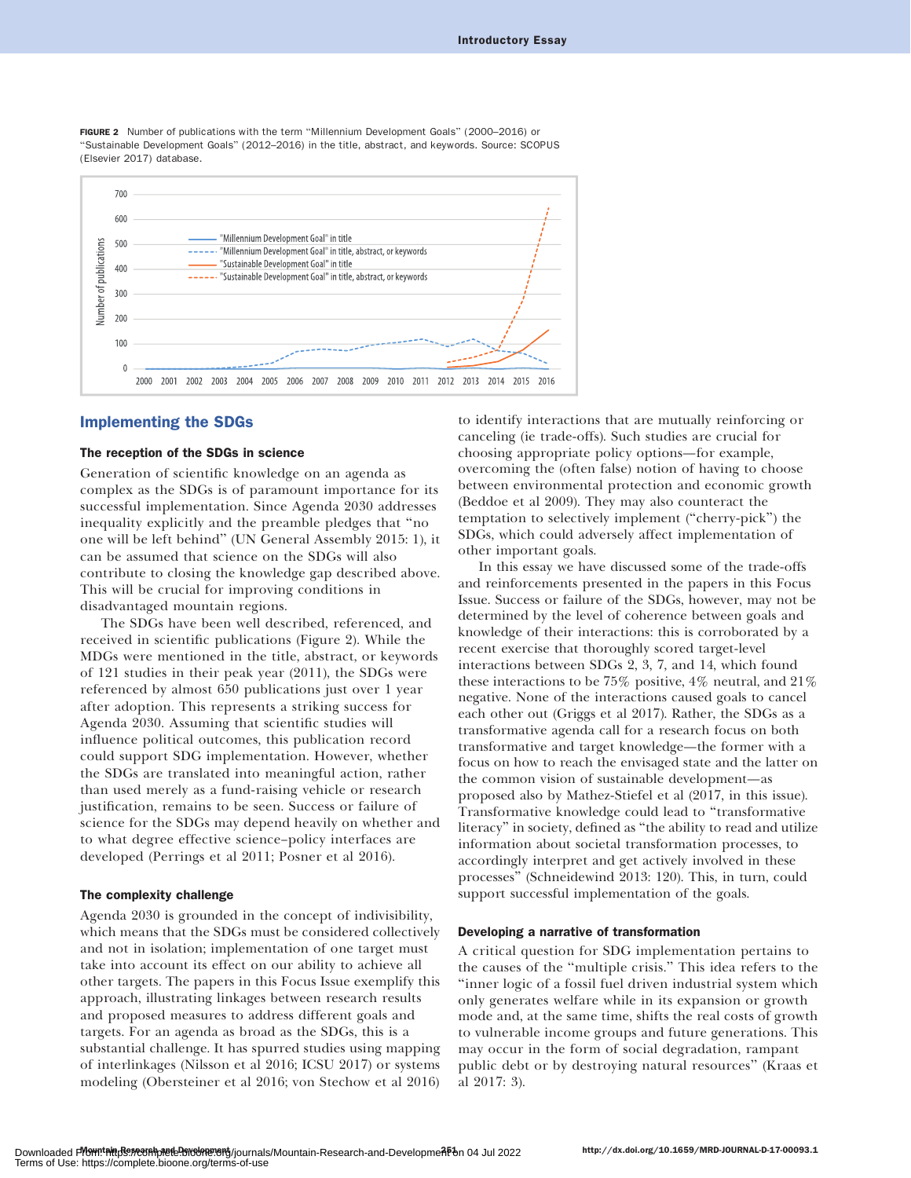**FIGURE 2** Number of publications with the term "Millennium Development Goals" (2000–2016) or "Sustainable Development Goals" (2012–2016) in the title, abstract, and keywords. Source: SCOPUS (Elsevier 2017) database.

## Implementing the SDGs

### The reception of the SDGs in science

Generation of scientific knowledge on an agenda as complex as the SDGs is of paramount importance for its successful implementation. Since Agenda 2030 addresses inequality explicitly and the preamble pledges that "no one will be left behind" (UN General Assembly 2015: 1), it can be assumed that science on the SDGs will also contribute to closing the knowledge gap described above. This will be crucial for improving conditions in disadvantaged mountain regions.

The SDGs have been well described, referenced, and received in scientific publications (Figure 2). While the MDGs were mentioned in the title, abstract, or keywords of 121 studies in their peak year (2011), the SDGs were referenced by almost 650 publications just over 1 year after adoption. This represents a striking success for Agenda 2030. Assuming that scientific studies will influence political outcomes, this publication record could support SDG implementation. However, whether the SDGs are translated into meaningful action, rather than used merely as a fund-raising vehicle or research justification, remains to be seen. Success or failure of science for the SDGs may depend heavily on whether and to what degree effective science–policy interfaces are developed (Perrings et al 2011; Posner et al 2016).

### The complexity challenge

Agenda 2030 is grounded in the concept of indivisibility, which means that the SDGs must be considered collectively and not in isolation; implementation of one target must take into account its effect on our ability to achieve all other targets. The papers in this Focus Issue exemplify this approach, illustrating linkages between research results and proposed measures to address different goals and targets. For an agenda as broad as the SDGs, this is a substantial challenge. It has spurred studies using mapping of interlinkages (Nilsson et al 2016; ICSU 2017) or systems modeling (Obersteiner et al 2016; von Stechow et al 2016) to identify interactions that are mutually reinforcing or canceling (ie trade-offs). Such studies are crucial for choosing appropriate policy options—for example, overcoming the (often false) notion of having to choose between environmental protection and economic growth (Beddoe et al 2009). They may also counteract the temptation to selectively implement ("cherry-pick") the SDGs, which could adversely affect implementation of other important goals.

In this essay we have discussed some of the trade-offs and reinforcements presented in the papers in this Focus Issue. Success or failure of the SDGs, however, may not be determined by the level of coherence between goals and knowledge of their interactions: this is corroborated by a recent exercise that thoroughly scored target-level interactions between SDGs 2, 3, 7, and 14, which found these interactions to be 75% positive, 4% neutral, and 21% negative. None of the interactions caused goals to cancel each other out (Griggs et al 2017). Rather, the SDGs as a transformative agenda call for a research focus on both transformative and target knowledge—the former with a focus on how to reach the envisaged state and the latter on the common vision of sustainable development—as proposed also by Mathez-Stiefel et al (2017, in this issue). Transformative knowledge could lead to "transformative literacy" in society, defined as "the ability to read and utilize information about societal transformation processes, to accordingly interpret and get actively involved in these processes" (Schneidewind 2013: 120). This, in turn, could support successful implementation of the goals.

### Developing a narrative of transformation

A critical question for SDG implementation pertains to the causes of the "multiple crisis." This idea refers to the "inner logic of a fossil fuel driven industrial system which only generates welfare while in its expansion or growth mode and, at the same time, shifts the real costs of growth to vulnerable income groups and future generations. This may occur in the form of social degradation, rampant public debt or by destroying natural resources" (Kraas et al 2017: 3).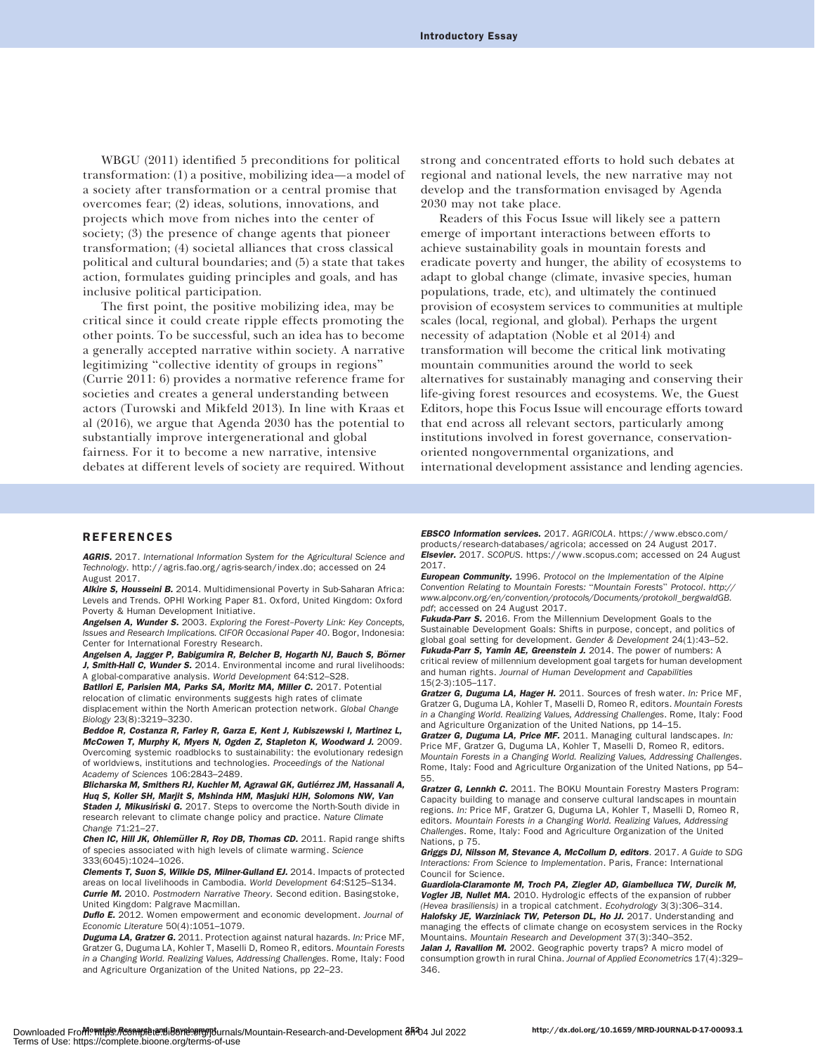WBGU (2011) identified 5 preconditions for political transformation: (1) a positive, mobilizing idea—a model of a society after transformation or a central promise that overcomes fear; (2) ideas, solutions, innovations, and projects which move from niches into the center of society; (3) the presence of change agents that pioneer transformation; (4) societal alliances that cross classical political and cultural boundaries; and (5) a state that takes action, formulates guiding principles and goals, and has inclusive political participation.

The first point, the positive mobilizing idea, may be critical since it could create ripple effects promoting the other points. To be successful, such an idea has to become a generally accepted narrative within society. A narrative legitimizing "collective identity of groups in regions" (Currie 2011: 6) provides a normative reference frame for societies and creates a general understanding between actors (Turowski and Mikfeld 2013). In line with Kraas et al (2016), we argue that Agenda 2030 has the potential to substantially improve intergenerational and global fairness. For it to become a new narrative, intensive debates at different levels of society are required. Without strong and concentrated efforts to hold such debates at regional and national levels, the new narrative may not develop and the transformation envisaged by Agenda 2030 may not take place.

Readers of this Focus Issue will likely see a pattern emerge of important interactions between efforts to achieve sustainability goals in mountain forests and eradicate poverty and hunger, the ability of ecosystems to adapt to global change (climate, invasive species, human populations, trade, etc), and ultimately the continued provision of ecosystem services to communities at multiple scales (local, regional, and global). Perhaps the urgent necessity of adaptation (Noble et al 2014) and transformation will become the critical link motivating mountain communities around the world to seek alternatives for sustainably managing and conserving their life-giving forest resources and ecosystems. We, the Guest Editors, hope this Focus Issue will encourage efforts toward that end across all relevant sectors, particularly among institutions involved in forest governance, conservation-oriented nongovernmental organizations, and international development assistance and lending agencies.

## REFERENCES

***AGRIS.*** 2017. *International Information System for the Agricultural Science and Technology*. http://agris.fao.org/agris-search/index.do; accessed on 24 August 2017.

***Alkire S, Housseini B.*** 2014. Multidimensional Poverty in Sub-Saharan Africa: Levels and Trends. OPHI Working Paper 81. Oxford, United Kingdom: Oxford Poverty & Human Development Initiative.

***Angelsen A, Wunder S.*** 2003. *Exploring the Forest–Poverty Link: Key Concepts, Issues and Research Implications. CIFOR Occasional Paper 40*. Bogor, Indonesia: Center for International Forestry Research.

***Angelsen A, Jagger P, Babigumira R, Belcher B, Hogarth NJ, Bauch S, Börner J, Smith-Hall C, Wunder S.*** 2014. Environmental income and rural livelihoods: A global-comparative analysis. *World Development* 64:S12–S28.

***Batllori E, Parisien MA, Parks SA, Moritz MA, Miller C.*** 2017. Potential relocation of climatic environments suggests high rates of climate displacement within the North American protection network. *Global Change Biology* 23(8):3219–3230.

***Beddoe R, Costanza R, Farley R, Garza E, Kent J, Kubiszewski I, Martinez L, McCowen T, Murphy K, Myers N, Ogden Z, Stapleton K, Woodward J.*** 2009. Overcoming systemic roadblocks to sustainability: the evolutionary redesign of worldviews, institutions and technologies. *Proceedings of the National Academy of Sciences* 106:2843–2489.

***Blicharska M, Smithers RJ, Kuchler M, Agrawal GK, Gutiérrez JM, Hassanali A, Huq S, Koller SH, Marjit S, Mshinda HM, Masjuki HJH, Solomons NW, Van Staden J, Mikusiński G.*** 2017. Steps to overcome the North-South divide in research relevant to climate change policy and practice. *Nature Climate Change* 71:21–27.

***Chen IC, Hill JK, Ohlemüller R, Roy DB, Thomas CD.*** 2011. Rapid range shifts of species associated with high levels of climate warming. *Science* 333(6045):1024–1026.

***Clements T, Suon S, Wilkie DS, Milner-Gulland EJ.*** 2014. Impacts of protected areas on local livelihoods in Cambodia. *World Development 64*:S125–S134.

***Currie M.*** 2010. *Postmodern Narrative Theory*. Second edition. Basingstoke, United Kingdom: Palgrave Macmillan.

***Duflo E.*** 2012. Women empowerment and economic development. *Journal of Economic Literature* 50(4):1051–1079.

***Duguma LA, Gratzer G.*** 2011. Protection against natural hazards. *In:* Price MF, Gratzer G, Duguma LA, Kohler T, Maselli D, Romeo R, editors. *Mountain Forests in a Changing World. Realizing Values, Addressing Challenges*. Rome, Italy: Food and Agriculture Organization of the United Nations, pp 22–23.

***EBSCO Information services.*** 2017. *AGRICOLA*. https://www.ebsco.com/products/research-databases/agricola; accessed on 24 August 2017.

***Elsevier.*** 2017. *SCOPUS*. https://www.scopus.com; accessed on 24 August 2017.

***European Community.*** 1996. *Protocol on the Implementation of the Alpine Convention Relating to Mountain Forests: "Mountain Forests" Protocol*. *http://www.alpconv.org/en/convention/protocols/Documents/protokoll_bergwaldGB.pdf*; accessed on 24 August 2017.

***Fukuda-Parr S.*** 2016. From the Millennium Development Goals to the Sustainable Development Goals: Shifts in purpose, concept, and politics of global goal setting for development. *Gender & Development* 24(1):43–52.

***Fukuda-Parr S, Yamin AE, Greenstein J.*** 2014. The power of numbers: A critical review of millennium development goal targets for human development and human rights. *Journal of Human Development and Capabilities* 15(2-3):105–117.

***Gratzer G, Duguma LA, Hager H.*** 2011. Sources of fresh water. *In:* Price MF, Gratzer G, Duguma LA, Kohler T, Maselli D, Romeo R, editors. *Mountain Forests in a Changing World. Realizing Values, Addressing Challenges*. Rome, Italy: Food and Agriculture Organization of the United Nations, pp 14–15.

***Gratzer G, Duguma LA, Price MF.*** 2011. Managing cultural landscapes. *In:* Price MF, Gratzer G, Duguma LA, Kohler T, Maselli D, Romeo R, editors. *Mountain Forests in a Changing World. Realizing Values, Addressing Challenges*. Rome, Italy: Food and Agriculture Organization of the United Nations, pp 54–55.

***Gratzer G, Lennkh C.*** 2011. The BOKU Mountain Forestry Masters Program: Capacity building to manage and conserve cultural landscapes in mountain regions. *In:* Price MF, Gratzer G, Duguma LA, Kohler T, Maselli D, Romeo R, editors. *Mountain Forests in a Changing World. Realizing Values, Addressing Challenges*. Rome, Italy: Food and Agriculture Organization of the United Nations, p 75.

***Griggs DJ, Nilsson M, Stevance A, McCollum D, editors***. 2017. *A Guide to SDG Interactions: From Science to Implementation*. Paris, France: International Council for Science.

***Guardiola-Claramonte M, Troch PA, Ziegler AD, Giambelluca TW, Durcik M, Vogler JB, Nullet MA.*** 2010. Hydrologic effects of the expansion of rubber *(Hevea brasiliensis)* in a tropical catchment. *Ecohydrology* 3(3):306–314.

***Halofsky JE, Warziniack TW, Peterson DL, Ho JJ.*** 2017. Understanding and managing the effects of climate change on ecosystem services in the Rocky Mountains. *Mountain Research and Development* 37(3):340–352.

***Jalan J, Ravallion M.*** 2002. Geographic poverty traps? A micro model of consumption growth in rural China. *Journal of Applied Econometrics* 17(4):329–346.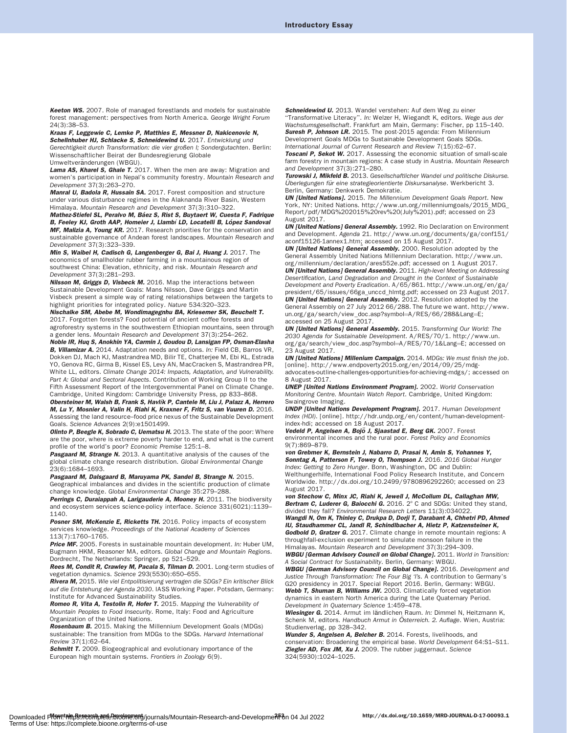**Keeton WS.** 2007. Role of managed forestlands and models for sustainable forest management: perspectives from North America. *George Wright Forum* 24(3):38–53.

**Kraas F, Leggewie C, Lemke P, Matthies E, Messner D, Nakicenovic N, Schellnhuber HJ, Schlacke S, Schneidewind U.** 2017. *Entwicklung und Gerechtigkeit durch Transformation: die vier großen I; Sondergutachten*. Berlin: Wissenschaftlicher Beirat der Bundesregierung Globale Umweltveränderungen (WBGU).

**Lama AS, Kharel S, Ghale T.** 2017. When the men are away: Migration and women's participation in Nepal's community forestry. *Mountain Research and Development* 37(3):263–270.

**Manral U, Badola R, Hussain SA.** 2017. Forest composition and structure under various disturbance regimes in the Alaknanda River Basin, Western Himalaya. *Mountain Research and Development* 37(3):310–322.

**Mathez-Stiefel SL, Peralvo M, Báez S, Rist S, Buytaert W, Cuesta F, Fadrique B, Feeley KJ, Groth AAP, Homeier J, Llambí LD, Locatelli B, López Sandoval MF, Malizia A, Young KR.** 2017. Research priorities for the conservation and sustainable governance of Andean forest landscapes. *Mountain Research and Development* 37(3):323–339.

**Min S, Waibel H, Cadisch G, Langenberger G, Bai J, Huang J.** 2017. The economics of smallholder rubber farming in a mountainous region of southwest China: Elevation, ethnicity, and risk. *Mountain Research and Development* 37(3):281–293.

**Nilsson M, Griggs D, Visbeck M.** 2016. Map the interactions between Sustainable Development Goals: Mans Nilsson, Dave Griggs and Martin Visbeck present a simple way of rating relationships between the targets to highlight priorities for integrated policy. *Nature* 534:320–323.

**Nischalke SM, Abebe M, Wondimagegnhu BA, Kriesemer SK, Beuchelt T.** 2017. Forgotten forests? Food potential of ancient coffee forests and agroforestry systems in the southwestern Ethiopian mountains, seen through a gender lens. *Mountain Research and Development* 37(3):254–262.

**Noble IR, Huq S, Anokhin YA, Carmin J, Goudou D, Lansigan FP, Osman-Elasha B, Villamizar A.** 2014. Adaptation needs and options. *In:* Field CB, Barros VR, Dokken DJ, Mach KJ, Mastrandrea MD, Bilir TE, Chatterjee M, Ebi KL, Estrada YO, Genova RC, Girma B, Kissel ES, Levy AN, MacCracken S, Mastrandrea PR, White LL, editors. *Climate Change 2014: Impacts, Adaptation, and Vulnerability. Part A: Global and Sectoral Aspects*. Contribution of Working Group II to the Fifth Assessment Report of the Intergovernmental Panel on Climate Change. Cambridge, United Kingdom: Cambridge University Press, pp 833–868.

**Obersteiner M, Walsh B, Frank S, Havlík P, Cantele M, Liu J, Palazz A, Herrero M, Lu Y, Mosnier A, Valin H, Riahi K, Kraxner F, Fritz S, van Vuuren D.** 2016. Assessing the land resource–food price nexus of the Sustainable Development Goals. *Science Advances* 2(9):e1501499.

**Olinto P, Beegle K, Sobrado C, Uematsu H.** 2013. The state of the poor: Where are the poor, where is extreme poverty harder to end, and what is the current profile of the world's poor? *Economic Premise* 125:1–8.

**Pasgaard M, Strange N.** 2013. A quantitative analysis of the causes of the global climate change research distribution. *Global Environmental Change* 23(6):1684–1693.

**Pasgaard M, Dalsgaard B, Maruyama PK, Sandel B, Strange N.** 2015. Geographical imbalances and divides in the scientific production of climate change knowledge. *Global Environmental Change* 35:279–288.

**Perrings C, Duraiappah A, Larigauderie A, Mooney H.** 2011. The biodiversity and ecosystem services science-policy interface. *Science* 331(6021):1139–1140.

**Posner SM, McKenzie E, Ricketts TH.** 2016. Policy impacts of ecosystem services knowledge. *Proceedings of the National Academy of Sciences* 113(7):1760–1765.

**Price MF.** 2005. Forests in sustainable mountain development. *In:* Huber UM, Bugmann HKM, Reasoner MA, editors. *Global Change and Mountain Regions*. Dordrecht, The Netherlands: Springer, pp 521–529.

**Rees M, Condit R, Crawley M, Pacala S, Tilman D.** 2001. Long-term studies of vegetation dynamics. *Science* 293(5530):650–655.

**Rivera M,** 2015. *Wie viel Entpolitisierung vertragen die SDGs? Ein kritischer Blick auf die Entstehung der Agenda 2030*. IASS Working Paper. Potsdam, Germany: Institute for Advanced Sustainability Studies.

**Romeo R, Vita A, Testolin R, Hofer T.** 2015. *Mapping the Vulnerability of Mountain Peoples to Food Insecurity*. Rome, Italy: Food and Agriculture Organization of the United Nations.

**Rosenbaum B.** 2015. Making the Millennium Development Goals (MDGs) sustainable: The transition from MDGs to the SDGs. *Harvard International Review* 37(1):62–64.

**Schmitt T.** 2009. Biogeographical and evolutionary importance of the European high mountain systems. *Frontiers in Zoology* 6(9).

**Schneidewind U.** 2013. Wandel verstehen: Auf dem Weg zu einer "Transformative Literacy". *In:* Welzer H, Wiegandt K, editors. *Wege aus der Wachstumsgesellschaft*. Frankfurt am Main, Germany: Fischer, pp 115–140.

**Suresh P, Johnson LR.** 2015. The post-2015 agenda: From Millennium Development Goals MDGs to Sustainable Development Goals SDGs. *International Journal of Current Research and Review* 7(15):62–67.

**Toscani P, Sekot W.** 2017. Assessing the economic situation of small-scale farm forestry in mountain regions: A case study in Austria. *Mountain Research and Development* 37(3):271–280.

**Turowski J, Mikfeld B.** 2013. *Gesellschaftlicher Wandel und politische Diskurse. Überlegungen für eine strategieorientierte Diskursanalyse*. Werkbericht 3. Berlin, Germany: Denkwerk Demokratie.

**UN [United Nations].** 2015. *The Millennium Development Goals Report*. New York, NY: United Nations. http://www.un.org/millenniumgoals/2015_MDG_Report/pdf/MDG%202015%20rev%20(July%201).pdf; accessed on 23 August 2017.

**UN [United Nations] General Assembly.** 1992. Rio Declaration on Environment and Development. *Agenda* 21. http://www.un.org/documents/ga/conf151/aconf15126-1annex1.htm; accessed on 15 August 2017.

**UN [United Nations] General Assembly.** 2000. Resolution adopted by the General Assembly United Nations Millennium Declaration. http://www.un.org/millennium/declaration/ares552e.pdf; accessed on 1 August 2017.

**UN [United Nations] General Assembly.** 2011. *High-level Meeting on Addressing Desertification, Land Degradation and Drought in the Context of Sustainable Development and Poverty Eradication*. A/65/861. http://www.un.org/en/ga/president/65/issues/66ga_unccd_hlmtg.pdf; accessed on 23 August 2017.

**UN [United Nations] General Assembly.** 2012. Resolution adopted by the General Assembly on 27 July 2012 66/288. The future we want. http://www.un.org/ga/search/view_doc.asp?symbol=A/RES/66/288&Lang=E; accessed on 25 August 2017.

**UN [United Nations] General Assembly.** 2015. *Transforming Our World: The 2030 Agenda for Sustainable Development*. A/RES/70/1. http://www.un.org/ga/search/view_doc.asp?symbol=A/RES/70/1&Lang=E; accessed on 23 August 2017.

**UN [United Nations] Millenium Campaign.** 2014. *MDGs: We must finish the job*. [online]. http://www.endpoverty2015.org/en/2014/09/25/mdg-advocates-outline-challenges-opportunities-for-achieving-mdgs/; accessed on 8 August 2017.

**UNEP [United Nations Environment Program].** 2002. *World Conservation Monitoring Centre. Mountain Watch Report*. Cambridge, United Kingdom: Swaingrove Imaging.

**UNDP [United Nations Development Program].** 2017. *Human Development Index (HDI)*. [online]. http://hdr.undp.org/en/content/human-development-index-hdi; accessed on 18 August 2017.

**Vedeld P, Angelsen A, Bojö J, Sjaastad E, Berg GK.** 2007. Forest environmental incomes and the rural poor. *Forest Policy and Economics* 9(7):869–879.

**von Grebmer K, Bernstein J, Nabarro D, Prasai N, Amin S, Yohannes Y, Sonntag A, Patterson F, Towey O, Thompson J.** 2016. *2016 Global Hunger Index: Getting to Zero Hunger*. Bonn, Washington, DC and Dublin: Welthungerhilfe, International Food Policy Research Institute, and Concern Worldwide. http://dx.doi.org/10.2499/9780896292260; accessed on 23 August 2017.

**von Stechow C, Minx JC, Riahi K, Jewell J, McCollum DL, Callaghan MW, Bertram C, Luderer G, Baiocchi G.** 2016. 2° C and SDGs: United they stand, divided they fall? *Environmental Research Letters* 11(3):034022.

**Wangdi N, Om K, Thinley C, Drukpa D, Dorji T, Darabant A, Chhetri PD, Ahmed IU, Staudhammer CL, Jandl R, Schindlbacher A, Hietz P, Katzensteiner K, Godbold D, Gratzer G.** 2017. Climate change in remote mountain regions: A throughfall-exclusion experiment to simulate monsoon failure in the Himalayas. *Mountain Research and Development* 37(3):294–309.

**WBGU [German Advisory Council on Global Change].** 2011. *World in Transition: A Social Contract for Sustainability*. Berlin, Germany: WBGU.

**WBGU [German Advisory Council on Global Change].** 2016. *Development and Justice Through Transformation: The Four Big 'I's*. A contribution to Germany's G20 presidency in 2017. Special Report 2016. Berlin, Germany: WBGU.

**Webb T, Shuman B, Williams JW.** 2003. Climatically forced vegetation dynamics in eastern North America during the Late Quaternary Period. *Development in Quaternary Science* 1:459–478.

**Wiesinger G.** 2014. Armut im ländlichen Raum. *In:* Dimmel N, Heitzmann K, Schenk M, editors. *Handbuch Armut in Österreich. 2. Auflage*. Wien, Austria: Studienverlag, pp 328–342.

**Wunder S, Angelsen A, Belcher B.** 2014. Forests, livelihoods, and conservation: Broadening the empirical base. *World Development* 64:S1–S11.

**Ziegler AD, Fox JM, Xu J.** 2009. The rubber juggernaut. *Science* 324(5930):1024–1025.